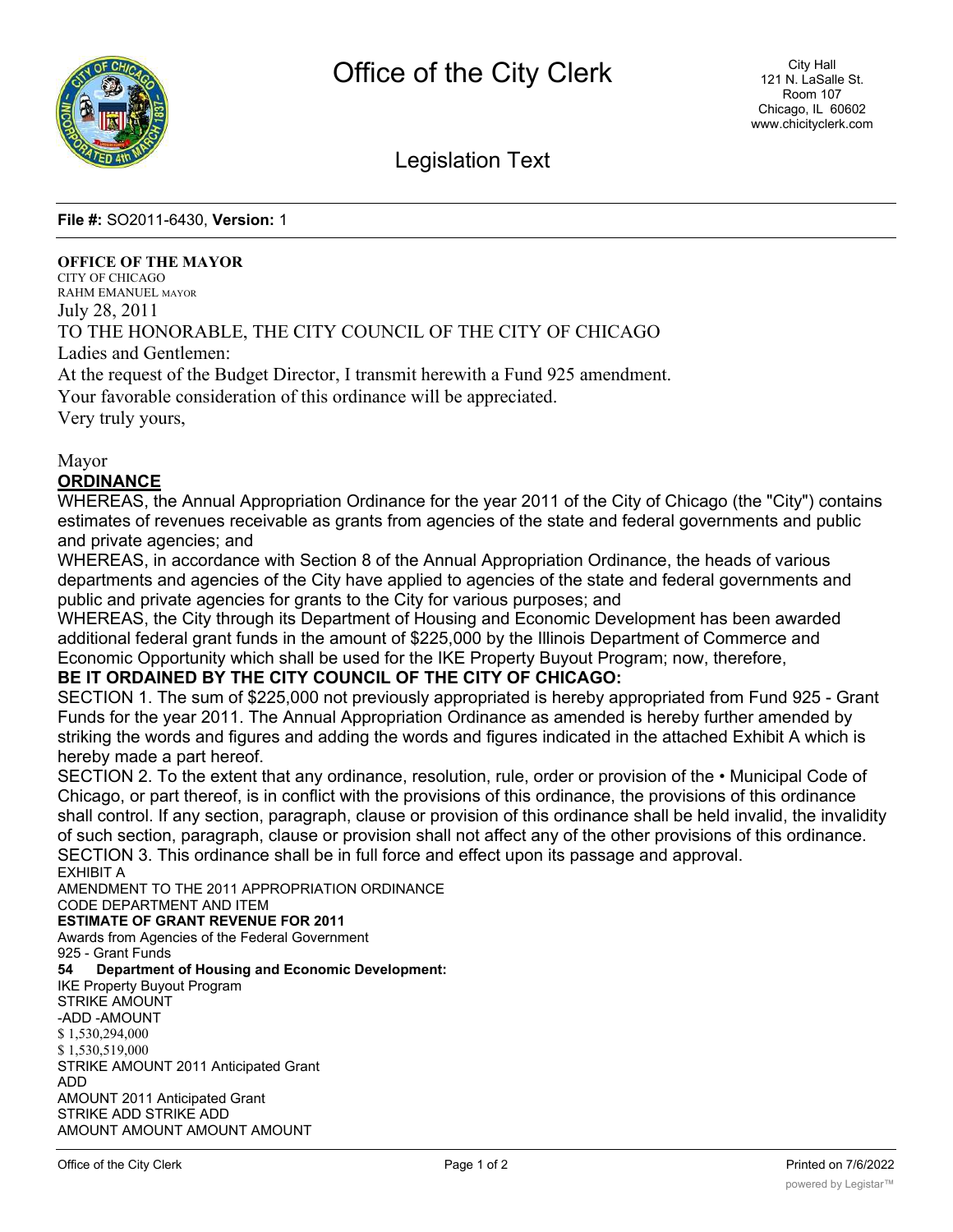Legislation Text

**File #:** SO2011-6430, **Version:** 1

**OFFICE OF THE MAYOR**
CITY OF CHICAGO
RAHM EMANUEL MAYOR

July 28, 2011

TO THE HONORABLE, THE CITY COUNCIL OF THE CITY OF CHICAGO

Ladies and Gentlemen:

At the request of the Budget Director, I transmit herewith a Fund 925 amendment.

Your favorable consideration of this ordinance will be appreciated.

Very truly yours,

Mayor

## ORDINANCE

WHEREAS, the Annual Appropriation Ordinance for the year 2011 of the City of Chicago (the "City") contains estimates of revenues receivable as grants from agencies of the state and federal governments and public and private agencies; and

WHEREAS, in accordance with Section 8 of the Annual Appropriation Ordinance, the heads of various departments and agencies of the City have applied to agencies of the state and federal governments and public and private agencies for grants to the City for various purposes; and

WHEREAS, the City through its Department of Housing and Economic Development has been awarded additional federal grant funds in the amount of $225,000 by the Illinois Department of Commerce and Economic Opportunity which shall be used for the IKE Property Buyout Program; now, therefore,

**BE IT ORDAINED BY THE CITY COUNCIL OF THE CITY OF CHICAGO:**

SECTION 1. The sum of $225,000 not previously appropriated is hereby appropriated from Fund 925 - Grant Funds for the year 2011. The Annual Appropriation Ordinance as amended is hereby further amended by striking the words and figures and adding the words and figures indicated in the attached Exhibit A which is hereby made a part hereof.

SECTION 2. To the extent that any ordinance, resolution, rule, order or provision of the • Municipal Code of Chicago, or part thereof, is in conflict with the provisions of this ordinance, the provisions of this ordinance shall control. If any section, paragraph, clause or provision of this ordinance shall be held invalid, the invalidity of such section, paragraph, clause or provision shall not affect any of the other provisions of this ordinance.

SECTION 3. This ordinance shall be in full force and effect upon its passage and approval.

EXHIBIT A

AMENDMENT TO THE 2011 APPROPRIATION ORDINANCE

CODE DEPARTMENT AND ITEM

**ESTIMATE OF GRANT REVENUE FOR 2011**

Awards from Agencies of the Federal Government

925 - Grant Funds

**54 Department of Housing and Economic Development:**

IKE Property Buyout Program

STRIKE AMOUNT

-ADD -AMOUNT

$ 1,530,294,000

$ 1,530,519,000

STRIKE AMOUNT 2011 Anticipated Grant

ADD

AMOUNT 2011 Anticipated Grant

STRIKE ADD STRIKE ADD

AMOUNT AMOUNT AMOUNT AMOUNT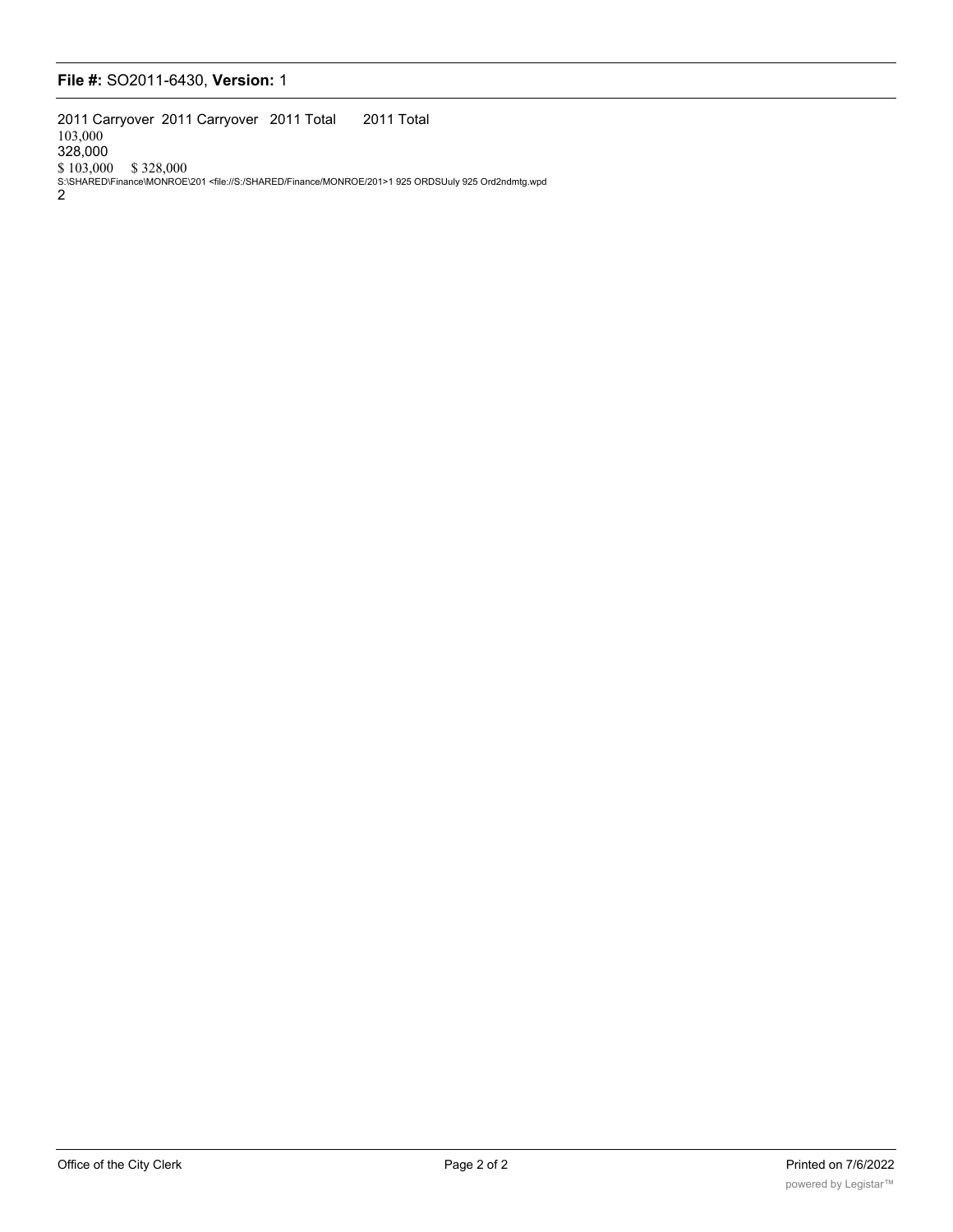2011 Carryover 2011 Carryover 2011 Total 2011 Total

103,000

328,000

$ 103,000 $ 328,000

S:\SHARED\Finance\MONROE\201 <file://S:/SHARED/Finance/MONROE/201>1 925 ORDSUuly 925 Ord2ndmtg.wpd

2